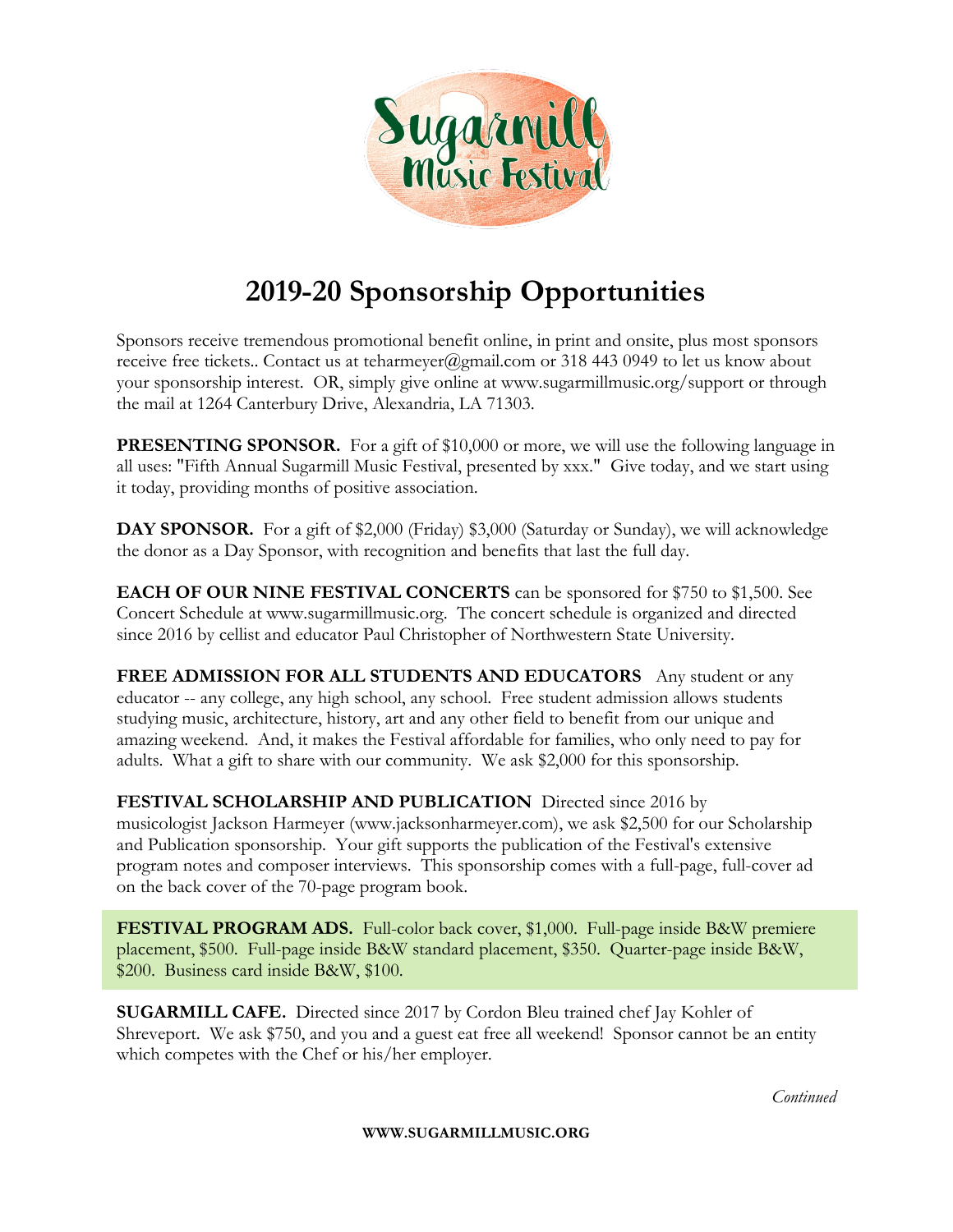# 2019-20 Sponsorship Opportunities

Sponsors receive tremendous promotional benefit online, in print and onsite, plus most sponsors receive free tickets.. Contact us at teharmeyer@gmail.com or 318 443 0949 to let us know about your sponsorship interest. OR, simply give online at www.sugarmillmusic.org/support or through the mail at 1264 Canterbury Drive, Alexandria, LA 71303.

**PRESENTING SPONSOR.** For a gift of $10,000 or more, we will use the following language in all uses: "Fifth Annual Sugarmill Music Festival, presented by xxx." Give today, and we start using it today, providing months of positive association.

**DAY SPONSOR.** For a gift of $2,000 (Friday) $3,000 (Saturday or Sunday), we will acknowledge the donor as a Day Sponsor, with recognition and benefits that last the full day.

**EACH OF OUR NINE FESTIVAL CONCERTS** can be sponsored for $750 to $1,500. See Concert Schedule at www.sugarmillmusic.org. The concert schedule is organized and directed since 2016 by cellist and educator Paul Christopher of Northwestern State University.

**FREE ADMISSION FOR ALL STUDENTS AND EDUCATORS** Any student or any educator -- any college, any high school, any school. Free student admission allows students studying music, architecture, history, art and any other field to benefit from our unique and amazing weekend. And, it makes the Festival affordable for families, who only need to pay for adults. What a gift to share with our community. We ask $2,000 for this sponsorship.

**FESTIVAL SCHOLARSHIP AND PUBLICATION** Directed since 2016 by musicologist Jackson Harmeyer (www.jacksonharmeyer.com), we ask $2,500 for our Scholarship and Publication sponsorship. Your gift supports the publication of the Festival's extensive program notes and composer interviews. This sponsorship comes with a full-page, full-cover ad on the back cover of the 70-page program book.

**FESTIVAL PROGRAM ADS.** Full-color back cover, $1,000. Full-page inside B&W premiere placement, $500. Full-page inside B&W standard placement, $350. Quarter-page inside B&W, $200. Business card inside B&W, $100.

**SUGARMILL CAFE.** Directed since 2017 by Cordon Bleu trained chef Jay Kohler of Shreveport. We ask $750, and you and a guest eat free all weekend! Sponsor cannot be an entity which competes with the Chef or his/her employer.

*Continued*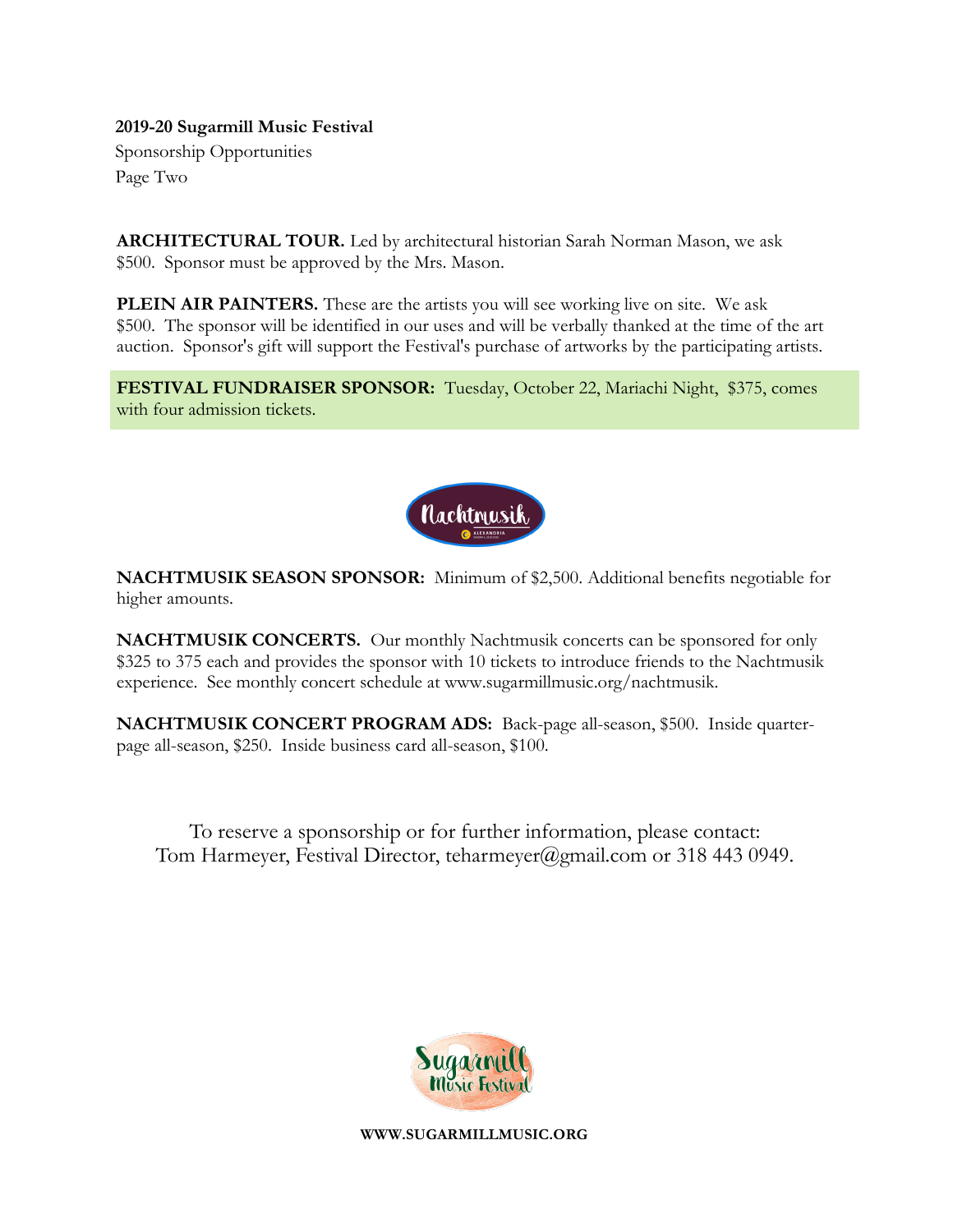**2019-20 Sugarmill Music Festival**

Sponsorship Opportunities

Page Two

**ARCHITECTURAL TOUR.** Led by architectural historian Sarah Norman Mason, we ask $500. Sponsor must be approved by the Mrs. Mason.

**PLEIN AIR PAINTERS.** These are the artists you will see working live on site. We ask $500. The sponsor will be identified in our uses and will be verbally thanked at the time of the art auction. Sponsor's gift will support the Festival's purchase of artworks by the participating artists.

**FESTIVAL FUNDRAISER SPONSOR:** Tuesday, October 22, Mariachi Night, $375, comes with four admission tickets.

**NACHTMUSIK SEASON SPONSOR:** Minimum of $2,500. Additional benefits negotiable for higher amounts.

**NACHTMUSIK CONCERTS.** Our monthly Nachtmusik concerts can be sponsored for only $325 to 375 each and provides the sponsor with 10 tickets to introduce friends to the Nachtmusik experience. See monthly concert schedule at www.sugarmillmusic.org/nachtmusik.

**NACHTMUSIK CONCERT PROGRAM ADS:** Back-page all-season, $500. Inside quarter-page all-season, $250. Inside business card all-season, $100.

To reserve a sponsorship or for further information, please contact:
Tom Harmeyer, Festival Director, teharmeyer@gmail.com or 318 443 0949.

**WWW.SUGARMILLMUSIC.ORG**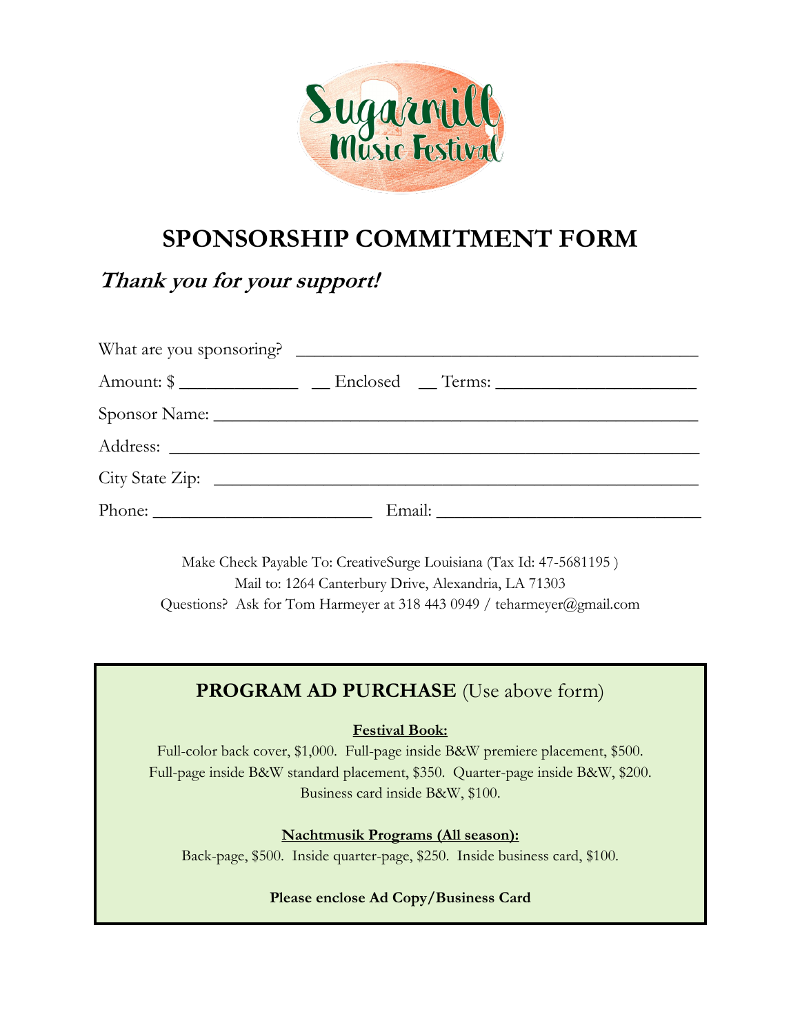Sugarmill Music Festival

# SPONSORSHIP COMMITMENT FORM

***Thank you for your support!***

What are you sponsoring? ____________________________________________

Amount: $ _____________ __ Enclosed __ Terms: ______________________

Sponsor Name: ___________________________________________________

Address: ________________________________________________________

City State Zip: ___________________________________________________

Phone: _________________________ Email: _____________________________

Make Check Payable To: CreativeSurge Louisiana (Tax Id: 47-5681195 )
Mail to: 1264 Canterbury Drive, Alexandria, LA 71303
Questions? Ask for Tom Harmeyer at 318 443 0949 / teharmeyer@gmail.com

## **PROGRAM AD PURCHASE** (Use above form)

**Festival Book:**

Full-color back cover, $1,000. Full-page inside B&W premiere placement, $500. Full-page inside B&W standard placement, $350. Quarter-page inside B&W, $200. Business card inside B&W, $100.

**Nachtmusik Programs (All season):**

Back-page, $500. Inside quarter-page, $250. Inside business card, $100.

**Please enclose Ad Copy/Business Card**